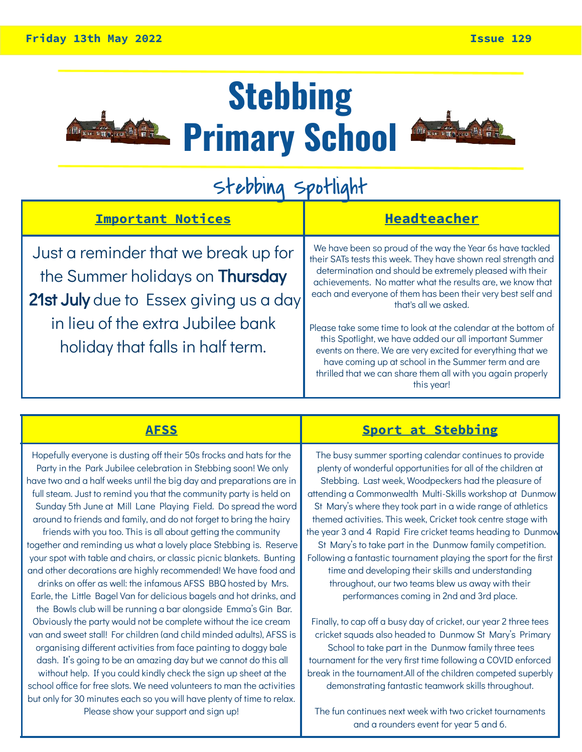Friday 13th May 2022 | Issue 129

# Stebbing Primary School

## Stebbing Spotlight

### Important Notices

Just a reminder that we break up for the Summer holidays on **Thursday 21st July** due to Essex giving us a day in lieu of the extra Jubilee bank holiday that falls in half term.

### Headteacher

We have been so proud of the way the Year 6s have tackled their SATs tests this week. They have shown real strength and determination and should be extremely pleased with their achievements. No matter what the results are, we know that each and everyone of them has been their very best self and that's all we asked.

Please take some time to look at the calendar at the bottom of this Spotlight, we have added our all important Summer events on there. We are very excited for everything that we have coming up at school in the Summer term and are thrilled that we can share them all with you again properly this year!

### AFSS

Hopefully everyone is dusting off their 50s frocks and hats for the Party in the Park Jubilee celebration in Stebbing soon! We only have two and a half weeks until the big day and preparations are in full steam. Just to remind you that the community party is held on Sunday 5th June at Mill Lane Playing Field. Do spread the word around to friends and family, and do not forget to bring the hairy friends with you too. This is all about getting the community together and reminding us what a lovely place Stebbing is. Reserve your spot with table and chairs, or classic picnic blankets. Bunting and other decorations are highly recommended! We have food and drinks on offer as well: the infamous AFSS BBQ hosted by Mrs. Earle, the Little Bagel Van for delicious bagels and hot drinks, and the Bowls club will be running a bar alongside Emma's Gin Bar. Obviously the party would not be complete without the ice cream van and sweet stall! For children (and child minded adults), AFSS is organising different activities from face painting to doggy bale dash. It's going to be an amazing day but we cannot do this all without help. If you could kindly check the sign up sheet at the school office for free slots. We need volunteers to man the activities but only for 30 minutes each so you will have plenty of time to relax. Please show your support and sign up!

### Sport at Stebbing

The busy summer sporting calendar continues to provide plenty of wonderful opportunities for all of the children at Stebbing. Last week, Woodpeckers had the pleasure of attending a Commonwealth Multi-Skills workshop at Dunmow St Mary's where they took part in a wide range of athletics themed activities. This week, Cricket took centre stage with the year 3 and 4 Rapid Fire cricket teams heading to Dunmow St Mary's to take part in the Dunmow family competition. Following a fantastic tournament playing the sport for the first time and developing their skills and understanding throughout, our two teams blew us away with their performances coming in 2nd and 3rd place.

Finally, to cap off a busy day of cricket, our year 2 three tees cricket squads also headed to Dunmow St Mary's Primary School to take part in the Dunmow family three tees tournament for the very first time following a COVID enforced break in the tournament.All of the children competed superbly demonstrating fantastic teamwork skills throughout.

The fun continues next week with two cricket tournaments and a rounders event for year 5 and 6.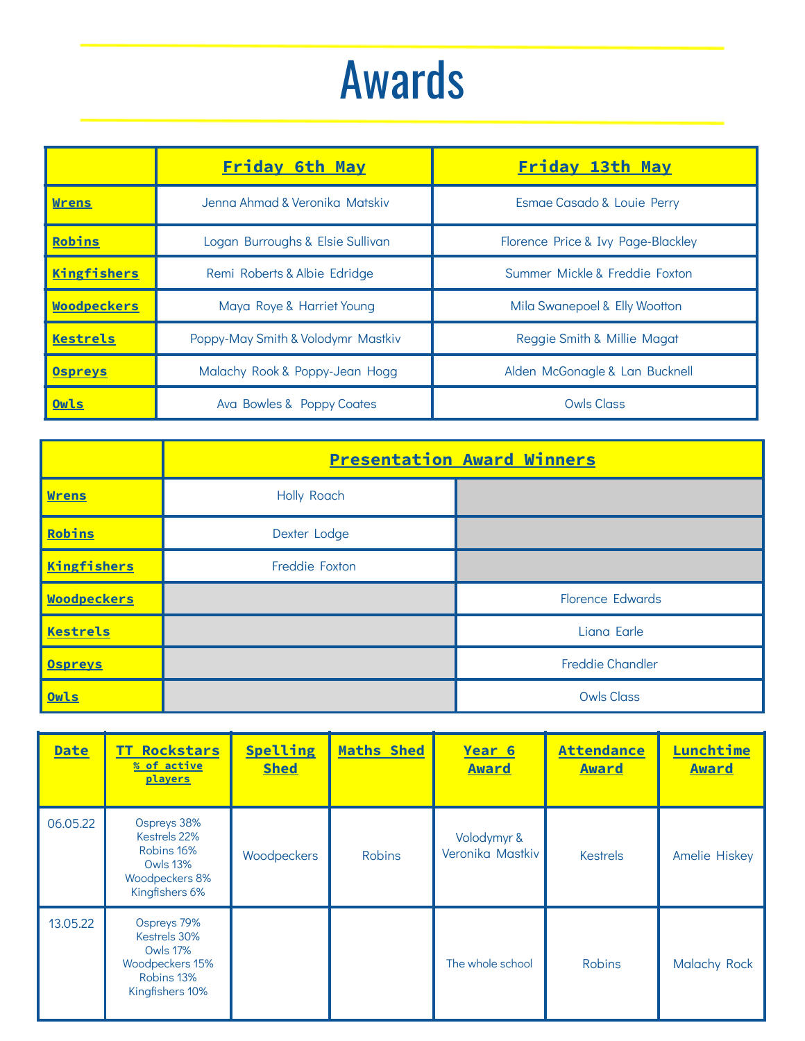# Awards

| | Friday 6th May | Friday 13th May |
|---|---|---|
| Wrens | Jenna Ahmad & Veronika Matskiv | Esmae Casado & Louie Perry |
| Robins | Logan Burroughs & Elsie Sullivan | Florence Price & Ivy Page-Blackley |
| Kingfishers | Remi Roberts & Albie Edridge | Summer Mickle & Freddie Foxton |
| Woodpeckers | Maya Roye & Harriet Young | Mila Swanepoel & Elly Wootton |
| Kestrels | Poppy-May Smith & Volodymr Mastkiv | Reggie Smith & Millie Magat |
| Ospreys | Malachy Rook & Poppy-Jean Hogg | Alden McGonagle & Lan Bucknell |
| Owls | Ava Bowles & Poppy Coates | Owls Class |

| | Presentation Award Winners | |
|---|---|---|
| Wrens | Holly Roach | |
| Robins | Dexter Lodge | |
| Kingfishers | Freddie Foxton | |
| Woodpeckers | | Florence Edwards |
| Kestrels | | Liana Earle |
| Ospreys | | Freddie Chandler |
| Owls | | Owls Class |

| Date | TT Rockstars % of active players | Spelling Shed | Maths Shed | Year 6 Award | Attendance Award | Lunchtime Award |
|---|---|---|---|---|---|---|
| 06.05.22 | Ospreys 38%<br>Kestrels 22%<br>Robins 16%<br>Owls 13%<br>Woodpeckers 8%<br>Kingfishers 6% | Woodpeckers | Robins | Volodymyr & Veronika Mastkiv | Kestrels | Amelie Hiskey |
| 13.05.22 | Ospreys 79%<br>Kestrels 30%<br>Owls 17%<br>Woodpeckers 15%<br>Robins 13%<br>Kingfishers 10% | | | The whole school | Robins | Malachy Rock |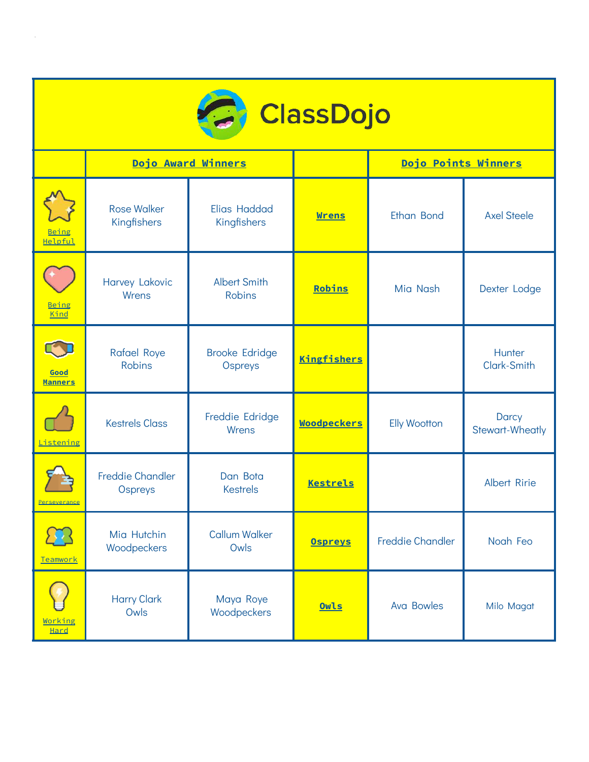# ClassDojo

| | Dojo Award Winners | | | Dojo Points Winners | |
|---|---|---|---|---|---|
| Being Helpful | Rose Walker Kingfishers | Elias Haddad Kingfishers | Wrens | Ethan Bond | Axel Steele |
| Being Kind | Harvey Lakovic Wrens | Albert Smith Robins | Robins | Mia Nash | Dexter Lodge |
| Good Manners | Rafael Roye Robins | Brooke Edridge Ospreys | Kingfishers | | Hunter Clark-Smith |
| Listening | Kestrels Class | Freddie Edridge Wrens | Woodpeckers | Elly Wootton | Darcy Stewart-Wheatly |
| Perseverance | Freddie Chandler Ospreys | Dan Bota Kestrels | Kestrels | | Albert Ririe |
| Teamwork | Mia Hutchin Woodpeckers | Callum Walker Owls | Ospreys | Freddie Chandler | Noah Feo |
| Working Hard | Harry Clark Owls | Maya Roye Woodpeckers | Owls | Ava Bowles | Milo Magat |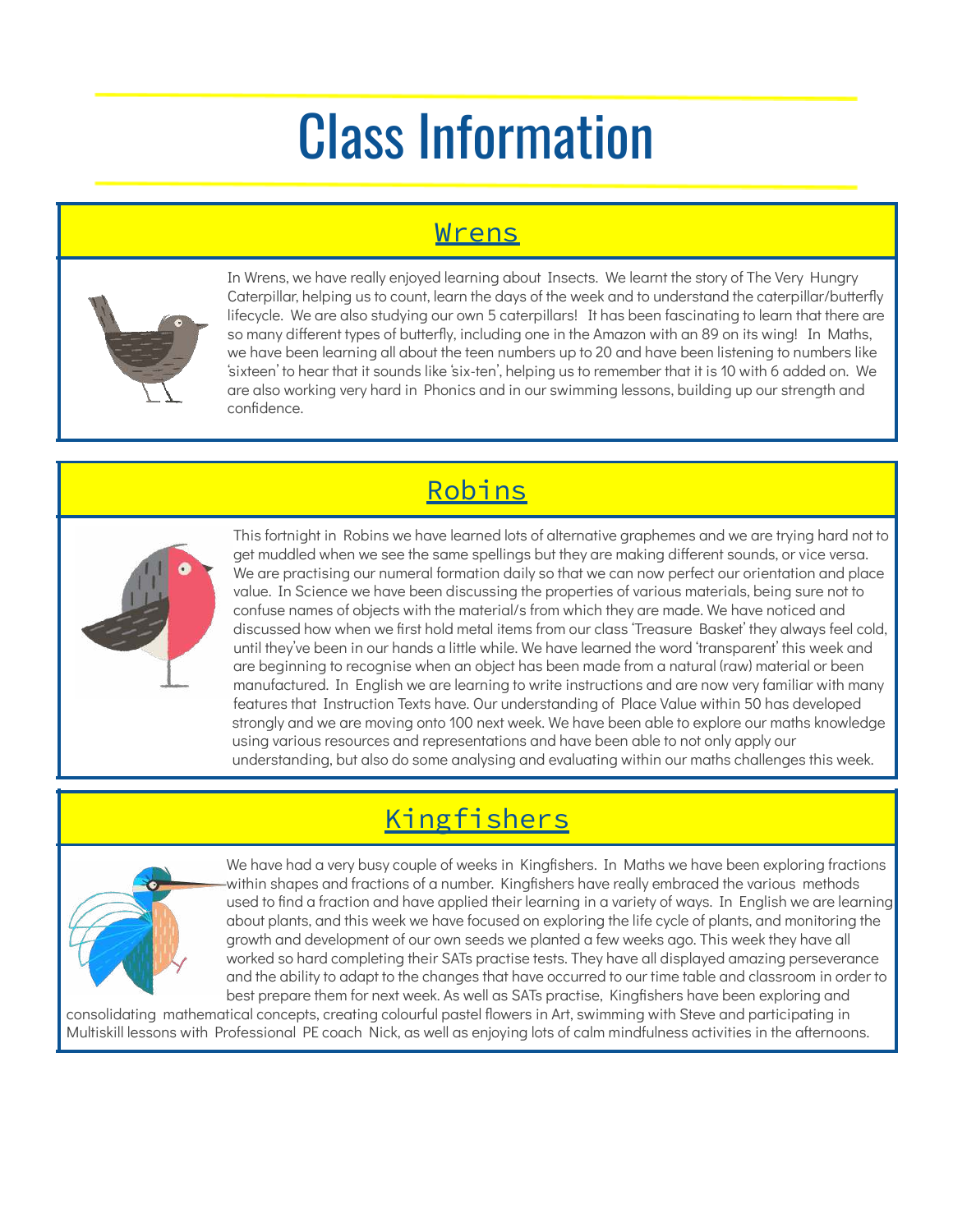# Class Information

## Wrens

In Wrens, we have really enjoyed learning about Insects. We learnt the story of The Very Hungry Caterpillar, helping us to count, learn the days of the week and to understand the caterpillar/butterfly lifecycle. We are also studying our own 5 caterpillars! It has been fascinating to learn that there are so many different types of butterfly, including one in the Amazon with an 89 on its wing! In Maths, we have been learning all about the teen numbers up to 20 and have been listening to numbers like 'sixteen' to hear that it sounds like 'six-ten', helping us to remember that it is 10 with 6 added on. We are also working very hard in Phonics and in our swimming lessons, building up our strength and confidence.

## Robins

This fortnight in Robins we have learned lots of alternative graphemes and we are trying hard not to get muddled when we see the same spellings but they are making different sounds, or vice versa. We are practising our numeral formation daily so that we can now perfect our orientation and place value. In Science we have been discussing the properties of various materials, being sure not to confuse names of objects with the material/s from which they are made. We have noticed and discussed how when we first hold metal items from our class 'Treasure Basket' they always feel cold, until they've been in our hands a little while. We have learned the word 'transparent' this week and are beginning to recognise when an object has been made from a natural (raw) material or been manufactured. In English we are learning to write instructions and are now very familiar with many features that Instruction Texts have. Our understanding of Place Value within 50 has developed strongly and we are moving onto 100 next week. We have been able to explore our maths knowledge using various resources and representations and have been able to not only apply our understanding, but also do some analysing and evaluating within our maths challenges this week.

## Kingfishers

We have had a very busy couple of weeks in Kingfishers. In Maths we have been exploring fractions within shapes and fractions of a number. Kingfishers have really embraced the various methods used to find a fraction and have applied their learning in a variety of ways. In English we are learning about plants, and this week we have focused on exploring the life cycle of plants, and monitoring the growth and development of our own seeds we planted a few weeks ago. This week they have all worked so hard completing their SATs practise tests. They have all displayed amazing perseverance and the ability to adapt to the changes that have occurred to our time table and classroom in order to best prepare them for next week. As well as SATs practise, Kingfishers have been exploring and consolidating mathematical concepts, creating colourful pastel flowers in Art, swimming with Steve and participating in Multiskill lessons with Professional PE coach Nick, as well as enjoying lots of calm mindfulness activities in the afternoons.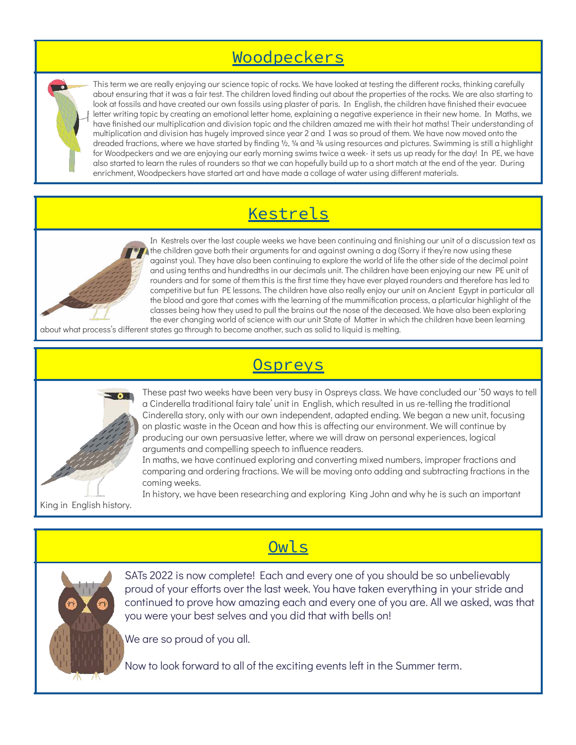## Woodpeckers

This term we are really enjoying our science topic of rocks. We have looked at testing the different rocks, thinking carefully about ensuring that it was a fair test. The children loved finding out about the properties of the rocks. We are also starting to look at fossils and have created our own fossils using plaster of paris. In English, the children have finished their evacuee letter writing topic by creating an emotional letter home, explaining a negative experience in their new home. In Maths, we have finished our multiplication and division topic and the children amazed me with their hot maths! Their understanding of multiplication and division has hugely improved since year 2 and I was so proud of them. We have now moved onto the dreaded fractions, where we have started by finding ½, ¼ and ¾ using resources and pictures. Swimming is still a highlight for Woodpeckers and we are enjoying our early morning swims twice a week- it sets us up ready for the day! In PE, we have also started to learn the rules of rounders so that we can hopefully build up to a short match at the end of the year. During enrichment, Woodpeckers have started art and have made a collage of water using different materials.

## Kestrels

In Kestrels over the last couple weeks we have been continuing and finishing our unit of a discussion text as the children gave both their arguments for and against owning a dog (Sorry if they're now using these against you). They have also been continuing to explore the world of life the other side of the decimal point and using tenths and hundredths in our decimals unit. The children have been enjoying our new PE unit of rounders and for some of them this is the first time they have ever played rounders and therefore has led to competitive but fun PE lessons. The children have also really enjoy our unit on Ancient Egypt in particular all the blood and gore that comes with the learning of the mummification process, a plarticular highlight of the classes being how they used to pull the brains out the nose of the deceased. We have also been exploring the ever changing world of science with our unit State of Matter in which the children have been learning about what process's different states go through to become another, such as solid to liquid is melting.

## Ospreys

These past two weeks have been very busy in Ospreys class. We have concluded our '50 ways to tell a Cinderella traditional fairy tale' unit in English, which resulted in us re-telling the traditional Cinderella story, only with our own independent, adapted ending. We began a new unit, focusing on plastic waste in the Ocean and how this is affecting our environment. We will continue by producing our own persuasive letter, where we will draw on personal experiences, logical arguments and compelling speech to influence readers.

In maths, we have continued exploring and converting mixed numbers, improper fractions and comparing and ordering fractions. We will be moving onto adding and subtracting fractions in the coming weeks.

In history, we have been researching and exploring King John and why he is such an important King in English history.

## Owls

SATs 2022 is now complete! Each and every one of you should be so unbelievably proud of your efforts over the last week. You have taken everything in your stride and continued to prove how amazing each and every one of you are. All we asked, was that you were your best selves and you did that with bells on!

We are so proud of you all.

Now to look forward to all of the exciting events left in the Summer term.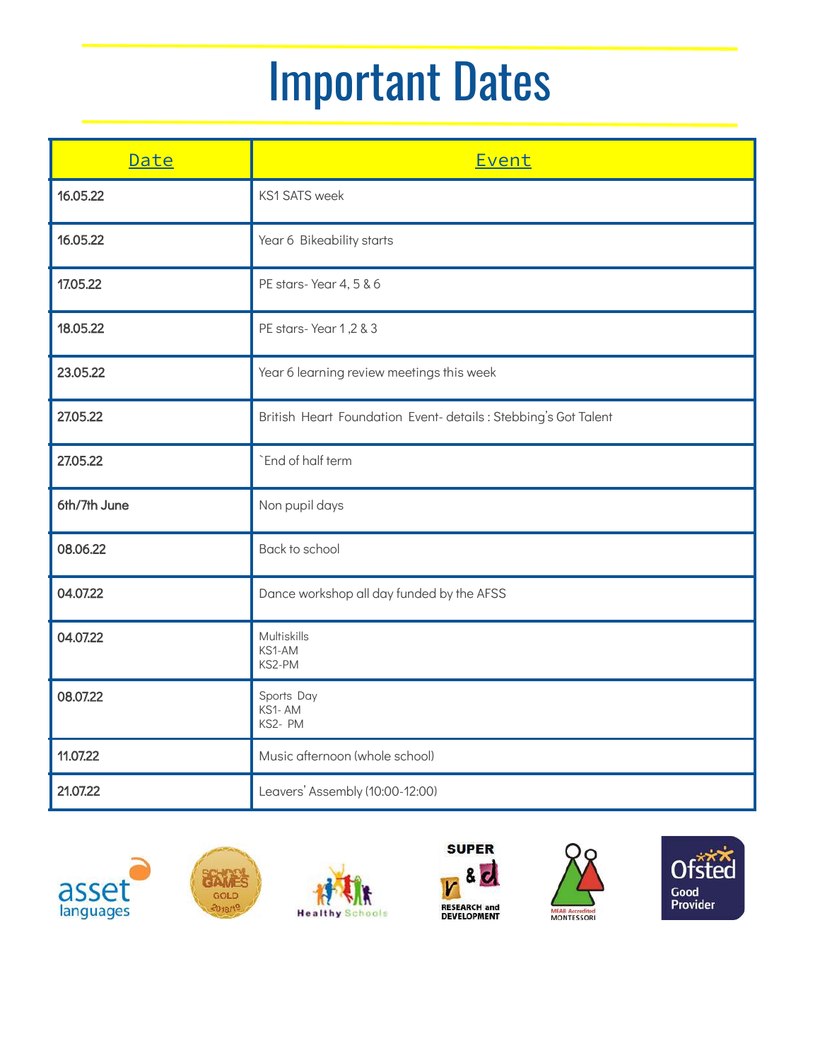# Important Dates

| Date | Event |
|---|---|
| 16.05.22 | KS1 SATS week |
| 16.05.22 | Year 6 Bikeability starts |
| 17.05.22 | PE stars- Year 4, 5 & 6 |
| 18.05.22 | PE stars- Year 1 ,2 & 3 |
| 23.05.22 | Year 6 learning review meetings this week |
| 27.05.22 | British Heart Foundation Event- details : Stebbing's Got Talent |
| 27.05.22 | `End of half term |
| 6th/7th June | Non pupil days |
| 08.06.22 | Back to school |
| 04.07.22 | Dance workshop all day funded by the AFSS |
| 04.07.22 | Multiskills<br>KS1-AM<br>KS2-PM |
| 08.07.22 | Sports Day<br>KS1- AM<br>KS2- PM |
| 11.07.22 | Music afternoon (whole school) |
| 21.07.22 | Leavers' Assembly (10:00-12:00) |